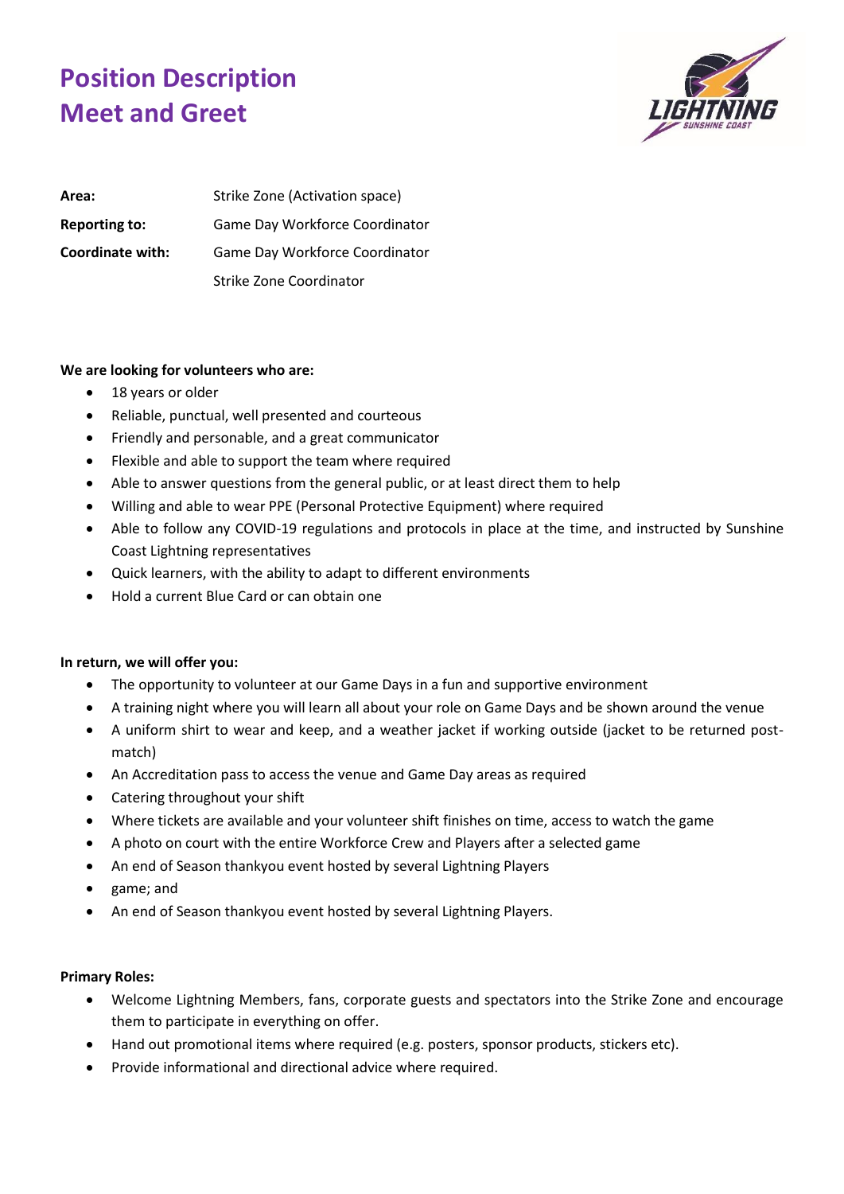# Position Description
# Meet and Greet

| | |
|---|---|
| **Area:** | Strike Zone (Activation space) |
| **Reporting to:** | Game Day Workforce Coordinator |
| **Coordinate with:** | Game Day Workforce Coordinator |
| | Strike Zone Coordinator |

**We are looking for volunteers who are:**

- 18 years or older
- Reliable, punctual, well presented and courteous
- Friendly and personable, and a great communicator
- Flexible and able to support the team where required
- Able to answer questions from the general public, or at least direct them to help
- Willing and able to wear PPE (Personal Protective Equipment) where required
- Able to follow any COVID-19 regulations and protocols in place at the time, and instructed by Sunshine Coast Lightning representatives
- Quick learners, with the ability to adapt to different environments
- Hold a current Blue Card or can obtain one

**In return, we will offer you:**

- The opportunity to volunteer at our Game Days in a fun and supportive environment
- A training night where you will learn all about your role on Game Days and be shown around the venue
- A uniform shirt to wear and keep, and a weather jacket if working outside (jacket to be returned post-match)
- An Accreditation pass to access the venue and Game Day areas as required
- Catering throughout your shift
- Where tickets are available and your volunteer shift finishes on time, access to watch the game
- A photo on court with the entire Workforce Crew and Players after a selected game
- An end of Season thankyou event hosted by several Lightning Players
- game; and
- An end of Season thankyou event hosted by several Lightning Players.

**Primary Roles:**

- Welcome Lightning Members, fans, corporate guests and spectators into the Strike Zone and encourage them to participate in everything on offer.
- Hand out promotional items where required (e.g. posters, sponsor products, stickers etc).
- Provide informational and directional advice where required.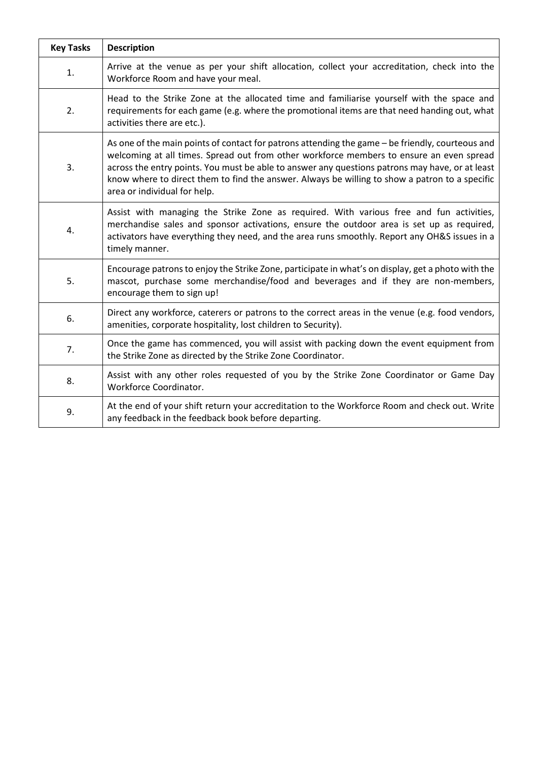| Key Tasks | Description |
| --- | --- |
| 1. | Arrive at the venue as per your shift allocation, collect your accreditation, check into the Workforce Room and have your meal. |
| 2. | Head to the Strike Zone at the allocated time and familiarise yourself with the space and requirements for each game (e.g. where the promotional items are that need handing out, what activities there are etc.). |
| 3. | As one of the main points of contact for patrons attending the game – be friendly, courteous and welcoming at all times. Spread out from other workforce members to ensure an even spread across the entry points. You must be able to answer any questions patrons may have, or at least know where to direct them to find the answer. Always be willing to show a patron to a specific area or individual for help. |
| 4. | Assist with managing the Strike Zone as required. With various free and fun activities, merchandise sales and sponsor activations, ensure the outdoor area is set up as required, activators have everything they need, and the area runs smoothly. Report any OH&S issues in a timely manner. |
| 5. | Encourage patrons to enjoy the Strike Zone, participate in what's on display, get a photo with the mascot, purchase some merchandise/food and beverages and if they are non-members, encourage them to sign up! |
| 6. | Direct any workforce, caterers or patrons to the correct areas in the venue (e.g. food vendors, amenities, corporate hospitality, lost children to Security). |
| 7. | Once the game has commenced, you will assist with packing down the event equipment from the Strike Zone as directed by the Strike Zone Coordinator. |
| 8. | Assist with any other roles requested of you by the Strike Zone Coordinator or Game Day Workforce Coordinator. |
| 9. | At the end of your shift return your accreditation to the Workforce Room and check out. Write any feedback in the feedback book before departing. |